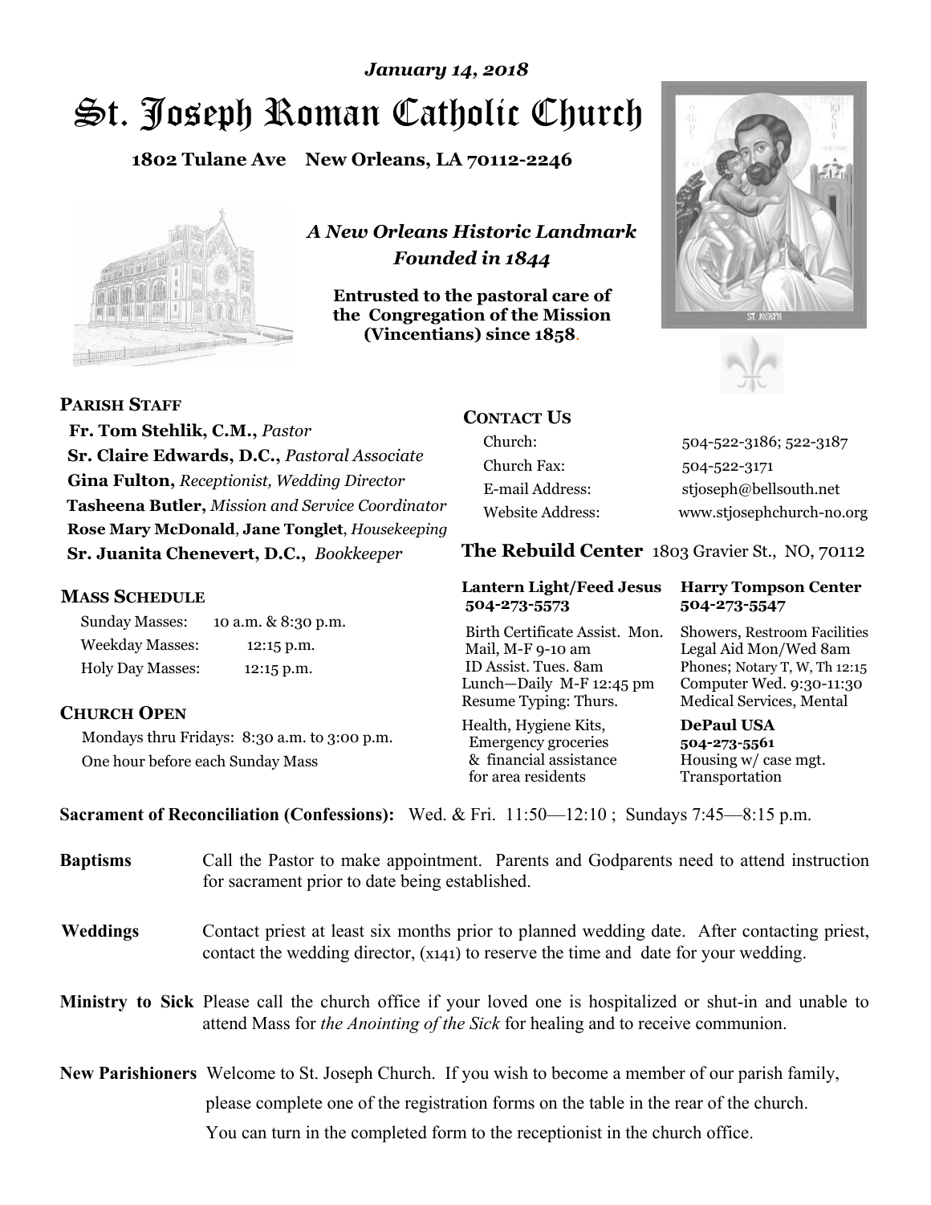*January 14, 2018*

# St. Joseph Roman Catholic Church

**1802 Tulane Ave New Orleans, LA 70112-2246**

*A New Orleans Historic Landmark*
*Founded in 1844*

**Entrusted to the pastoral care of the Congregation of the Mission (Vincentians) since 1858.**

## PARISH STAFF

**Fr. Tom Stehlik, C.M.,** *Pastor*
**Sr. Claire Edwards, D.C.,** *Pastoral Associate*
**Gina Fulton,** *Receptionist, Wedding Director*
**Tasheena Butler,** *Mission and Service Coordinator*
**Rose Mary McDonald**, **Jane Tonglet**, *Housekeeping*
**Sr. Juanita Chenevert, D.C.,** *Bookkeeper*

## MASS SCHEDULE

| | |
|---|---|
| Sunday Masses: | 10 a.m. & 8:30 p.m. |
| Weekday Masses: | 12:15 p.m. |
| Holy Day Masses: | 12:15 p.m. |

## CHURCH OPEN

Mondays thru Fridays: 8:30 a.m. to 3:00 p.m.
One hour before each Sunday Mass

## CONTACT US

| | |
|---|---|
| Church: | 504-522-3186; 522-3187 |
| Church Fax: | 504-522-3171 |
| E-mail Address: | stjoseph@bellsouth.net |
| Website Address: | www.stjosephchurch-no.org |

## The Rebuild Center 1803 Gravier St., NO, 70112

**Lantern Light/Feed Jesus 504-273-5573**

Birth Certificate Assist. Mon.
Mail, M-F 9-10 am
ID Assist. Tues. 8am
Lunch—Daily M-F 12:45 pm
Resume Typing: Thurs.

Health, Hygiene Kits, Emergency groceries & financial assistance for area residents

**Harry Tompson Center 504-273-5547**

Showers, Restroom Facilities
Legal Aid Mon/Wed 8am
Phones; Notary T, W, Th 12:15
Computer Wed. 9:30-11:30
Medical Services, Mental

**DePaul USA 504-273-5561**

Housing w/ case mgt.
Transportation

**Sacrament of Reconciliation (Confessions):** Wed. & Fri. 11:50—12:10 ; Sundays 7:45—8:15 p.m.

**Baptisms** Call the Pastor to make appointment. Parents and Godparents need to attend instruction for sacrament prior to date being established.

**Weddings** Contact priest at least six months prior to planned wedding date. After contacting priest, contact the wedding director, (x141) to reserve the time and date for your wedding.

**Ministry to Sick** Please call the church office if your loved one is hospitalized or shut-in and unable to attend Mass for *the Anointing of the Sick* for healing and to receive communion.

**New Parishioners** Welcome to St. Joseph Church. If you wish to become a member of our parish family, please complete one of the registration forms on the table in the rear of the church. You can turn in the completed form to the receptionist in the church office.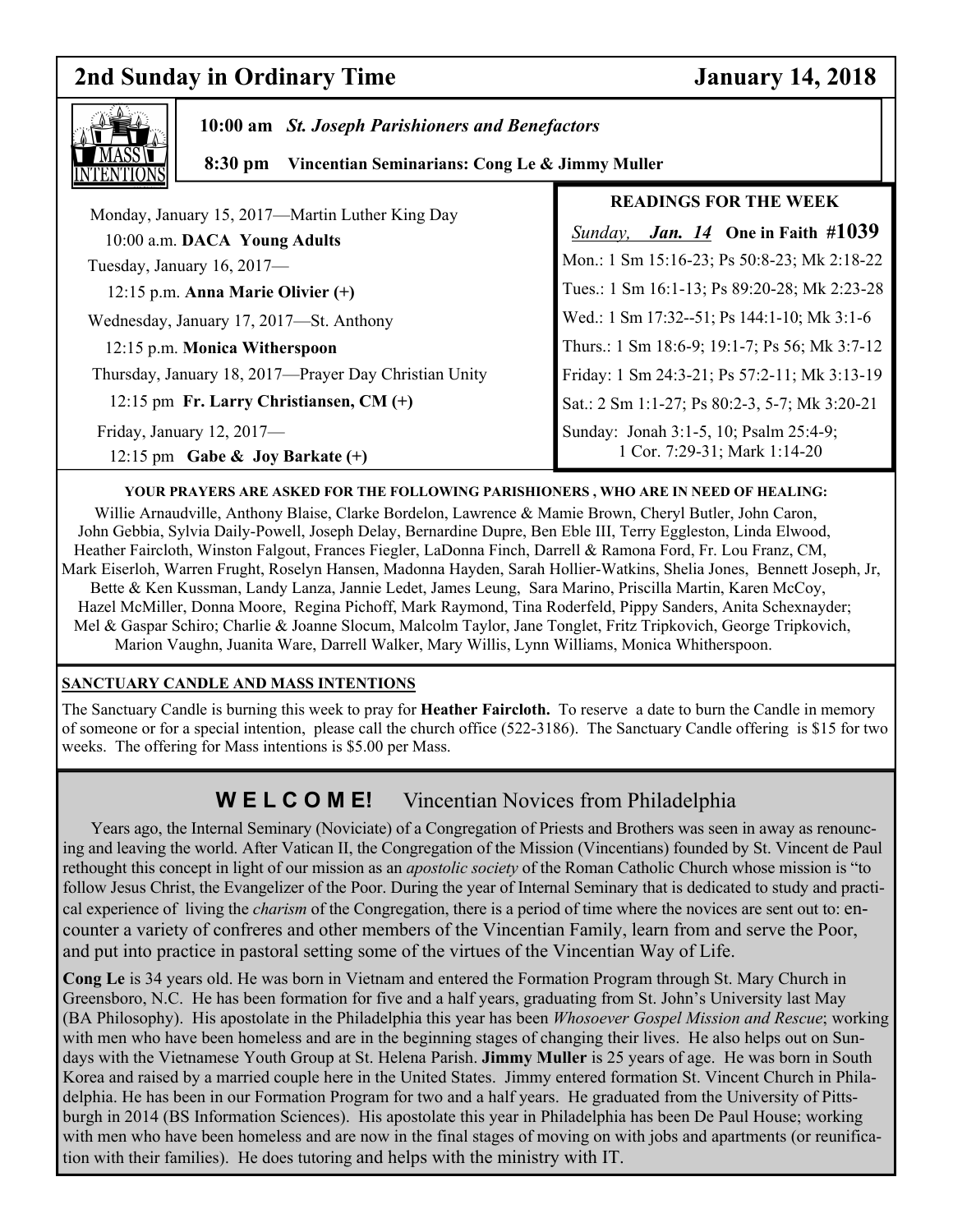## 2nd Sunday in Ordinary Time — January 14, 2018

**MASS INTENTIONS**

**10:00 am** ***St. Joseph Parishioners and Benefactors***

**8:30 pm** **Vincentian Seminarians: Cong Le & Jimmy Muller**

Monday, January 15, 2017—Martin Luther King Day
10:00 a.m. **DACA Young Adults**

Tuesday, January 16, 2017—
12:15 p.m. **Anna Marie Olivier (+)**

Wednesday, January 17, 2017—St. Anthony
12:15 p.m. **Monica Witherspoon**

Thursday, January 18, 2017—Prayer Day Christian Unity
12:15 pm **Fr. Larry Christiansen, CM (+)**

Friday, January 12, 2017—
12:15 pm **Gabe & Joy Barkate (+)**

**READINGS FOR THE WEEK**

*Sunday,* ***Jan. 14*** **One in Faith #1039**

Mon.: 1 Sm 15:16-23; Ps 50:8-23; Mk 2:18-22
Tues.: 1 Sm 16:1-13; Ps 89:20-28; Mk 2:23-28
Wed.: 1 Sm 17:32--51; Ps 144:1-10; Mk 3:1-6
Thurs.: 1 Sm 18:6-9; 19:1-7; Ps 56; Mk 3:7-12
Friday: 1 Sm 24:3-21; Ps 57:2-11; Mk 3:13-19
Sat.: 2 Sm 1:1-27; Ps 80:2-3, 5-7; Mk 3:20-21
Sunday: Jonah 3:1-5, 10; Psalm 25:4-9; 1 Cor. 7:29-31; Mark 1:14-20

**YOUR PRAYERS ARE ASKED FOR THE FOLLOWING PARISHIONERS , WHO ARE IN NEED OF HEALING:**

Willie Arnaudville, Anthony Blaise, Clarke Bordelon, Lawrence & Mamie Brown, Cheryl Butler, John Caron, John Gebbia, Sylvia Daily-Powell, Joseph Delay, Bernardine Dupre, Ben Eble III, Terry Eggleston, Linda Elwood, Heather Faircloth, Winston Falgout, Frances Fiegler, LaDonna Finch, Darrell & Ramona Ford, Fr. Lou Franz, CM, Mark Eiserloh, Warren Frught, Roselyn Hansen, Madonna Hayden, Sarah Hollier-Watkins, Shelia Jones, Bennett Joseph, Jr, Bette & Ken Kussman, Landy Lanza, Jannie Ledet, James Leung, Sara Marino, Priscilla Martin, Karen McCoy, Hazel McMiller, Donna Moore, Regina Pichoff, Mark Raymond, Tina Roderfeld, Pippy Sanders, Anita Schexnayder; Mel & Gaspar Schiro; Charlie & Joanne Slocum, Malcolm Taylor, Jane Tonglet, Fritz Tripkovich, George Tripkovich, Marion Vaughn, Juanita Ware, Darrell Walker, Mary Willis, Lynn Williams, Monica Whitherspoon.

**SANCTUARY CANDLE AND MASS INTENTIONS**

The Sanctuary Candle is burning this week to pray for **Heather Faircloth.** To reserve a date to burn the Candle in memory of someone or for a special intention, please call the church office (522-3186). The Sanctuary Candle offering is $15 for two weeks. The offering for Mass intentions is $5.00 per Mass.

## W E L C O M E! Vincentian Novices from Philadelphia

Years ago, the Internal Seminary (Noviciate) of a Congregation of Priests and Brothers was seen in away as renouncing and leaving the world. After Vatican II, the Congregation of the Mission (Vincentians) founded by St. Vincent de Paul rethought this concept in light of our mission as an *apostolic society* of the Roman Catholic Church whose mission is "to follow Jesus Christ, the Evangelizer of the Poor. During the year of Internal Seminary that is dedicated to study and practical experience of living the *charism* of the Congregation, there is a period of time where the novices are sent out to: encounter a variety of confreres and other members of the Vincentian Family, learn from and serve the Poor, and put into practice in pastoral setting some of the virtues of the Vincentian Way of Life.

**Cong Le** is 34 years old. He was born in Vietnam and entered the Formation Program through St. Mary Church in Greensboro, N.C. He has been formation for five and a half years, graduating from St. John's University last May (BA Philosophy). His apostolate in the Philadelphia this year has been *Whosoever Gospel Mission and Rescue*; working with men who have been homeless and are in the beginning stages of changing their lives. He also helps out on Sundays with the Vietnamese Youth Group at St. Helena Parish. **Jimmy Muller** is 25 years of age. He was born in South Korea and raised by a married couple here in the United States. Jimmy entered formation St. Vincent Church in Philadelphia. He has been in our Formation Program for two and a half years. He graduated from the University of Pittsburgh in 2014 (BS Information Sciences). His apostolate this year in Philadelphia has been De Paul House; working with men who have been homeless and are now in the final stages of moving on with jobs and apartments (or reunification with their families). He does tutoring and helps with the ministry with IT.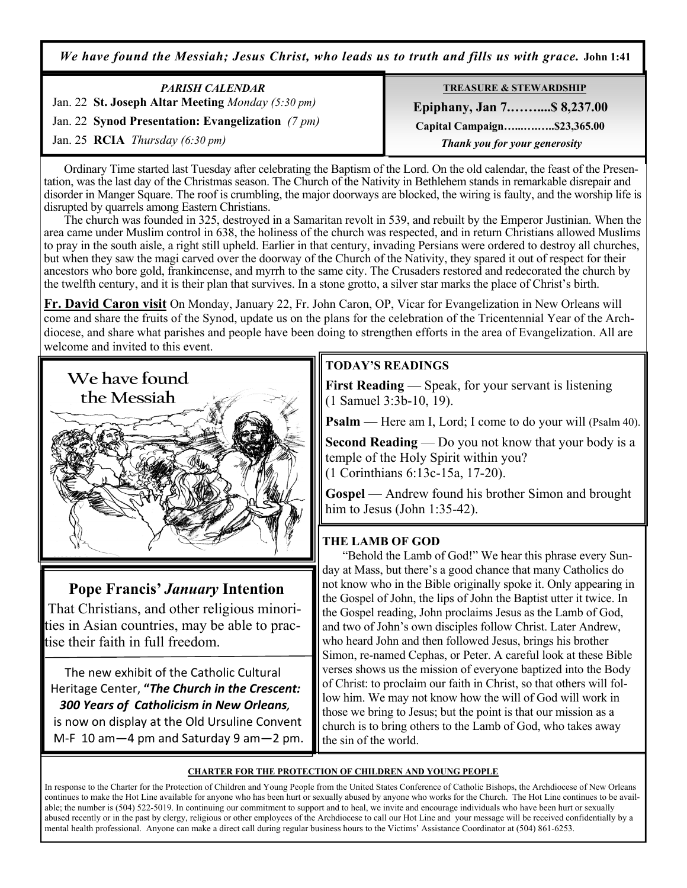*We have found the Messiah; Jesus Christ, who leads us to truth and fills us with grace.* **John 1:41**

*PARISH CALENDAR*

Jan. 22 **St. Joseph Altar Meeting** *Monday (5:30 pm)*

Jan. 22 **Synod Presentation: Evangelization** *(7 pm)*

Jan. 25 **RCIA** *Thursday (6:30 pm)*

**TREASURE & STEWARDSHIP**

**Epiphany, Jan 7……....$ 8,237.00**

**Capital Campaign…...……..$23,365.00**

***Thank you for your generosity***

Ordinary Time started last Tuesday after celebrating the Baptism of the Lord. On the old calendar, the feast of the Presentation, was the last day of the Christmas season. The Church of the Nativity in Bethlehem stands in remarkable disrepair and disorder in Manger Square. The roof is crumbling, the major doorways are blocked, the wiring is faulty, and the worship life is disrupted by quarrels among Eastern Christians.

The church was founded in 325, destroyed in a Samaritan revolt in 539, and rebuilt by the Emperor Justinian. When the area came under Muslim control in 638, the holiness of the church was respected, and in return Christians allowed Muslims to pray in the south aisle, a right still upheld. Earlier in that century, invading Persians were ordered to destroy all churches, but when they saw the magi carved over the doorway of the Church of the Nativity, they spared it out of respect for their ancestors who bore gold, frankincense, and myrrh to the same city. The Crusaders restored and redecorated the church by the twelfth century, and it is their plan that survives. In a stone grotto, a silver star marks the place of Christ's birth.

**Fr. David Caron visit** On Monday, January 22, Fr. John Caron, OP, Vicar for Evangelization in New Orleans will come and share the fruits of the Synod, update us on the plans for the celebration of the Tricentennial Year of the Archdiocese, and share what parishes and people have been doing to strengthen efforts in the area of Evangelization. All are welcome and invited to this event.

We have found the Messiah

## Pope Francis' *January* Intention

That Christians, and other religious minorities in Asian countries, may be able to practise their faith in full freedom.

The new exhibit of the Catholic Cultural Heritage Center, **"*The Church in the Crescent: 300 Years of Catholicism in New Orleans,*** is now on display at the Old Ursuline Convent M-F 10 am—4 pm and Saturday 9 am—2 pm.

**TODAY'S READINGS**

**First Reading** — Speak, for your servant is listening (1 Samuel 3:3b-10, 19).

**Psalm** — Here am I, Lord; I come to do your will (Psalm 40).

**Second Reading** — Do you not know that your body is a temple of the Holy Spirit within you? (1 Corinthians 6:13c-15a, 17-20).

**Gospel** — Andrew found his brother Simon and brought him to Jesus (John 1:35-42).

**THE LAMB OF GOD**

"Behold the Lamb of God!" We hear this phrase every Sunday at Mass, but there's a good chance that many Catholics do not know who in the Bible originally spoke it. Only appearing in the Gospel of John, the lips of John the Baptist utter it twice. In the Gospel reading, John proclaims Jesus as the Lamb of God, and two of John's own disciples follow Christ. Later Andrew, who heard John and then followed Jesus, brings his brother Simon, re-named Cephas, or Peter. A careful look at these Bible verses shows us the mission of everyone baptized into the Body of Christ: to proclaim our faith in Christ, so that others will follow him. We may not know how the will of God will work in those we bring to Jesus; but the point is that our mission as a church is to bring others to the Lamb of God, who takes away the sin of the world.

**CHARTER FOR THE PROTECTION OF CHILDREN AND YOUNG PEOPLE**

In response to the Charter for the Protection of Children and Young People from the United States Conference of Catholic Bishops, the Archdiocese of New Orleans continues to make the Hot Line available for anyone who has been hurt or sexually abused by anyone who works for the Church. The Hot Line continues to be available; the number is (504) 522-5019. In continuing our commitment to support and to heal, we invite and encourage individuals who have been hurt or sexually abused recently or in the past by clergy, religious or other employees of the Archdiocese to call our Hot Line and your message will be received confidentially by a mental health professional. Anyone can make a direct call during regular business hours to the Victims' Assistance Coordinator at (504) 861-6253.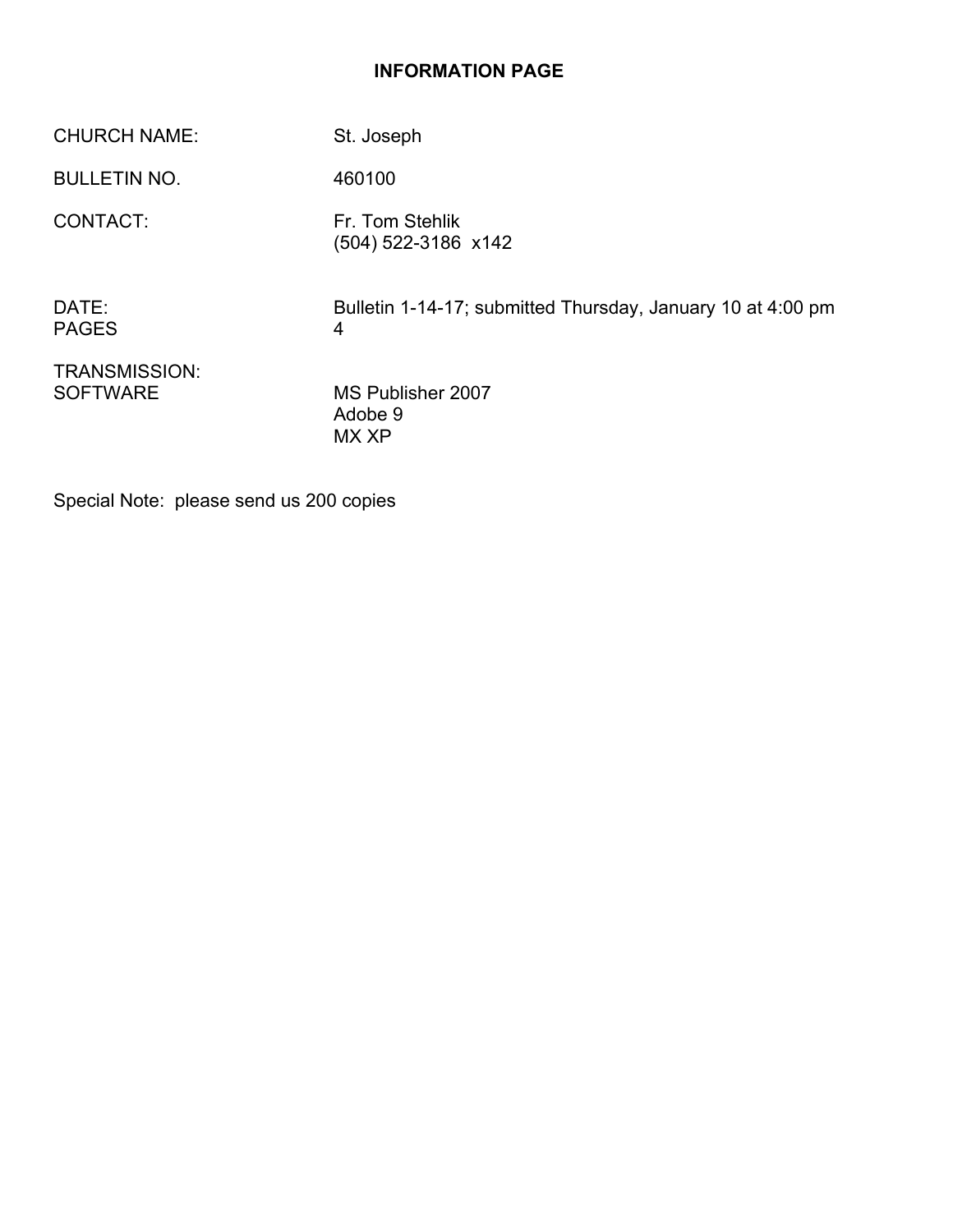# INFORMATION PAGE

| | |
|---|---|
| CHURCH NAME: | St. Joseph |
| BULLETIN NO. | 460100 |
| CONTACT: | Fr. Tom Stehlik<br>(504) 522-3186 x142 |
| DATE: | Bulletin 1-14-17; submitted Thursday, January 10 at 4:00 pm |
| PAGES | 4 |
| TRANSMISSION: | |
| SOFTWARE | MS Publisher 2007<br>Adobe 9<br>MX XP |

Special Note: please send us 200 copies